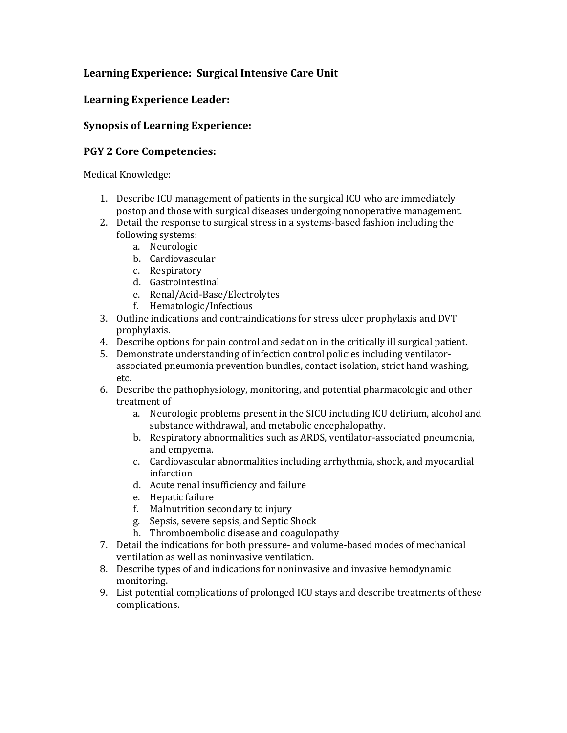**Learning Experience: Surgical Intensive Care Unit**

**Learning Experience Leader:**

**Synopsis of Learning Experience:**

**PGY 2 Core Competencies:**

Medical Knowledge:

1. Describe ICU management of patients in the surgical ICU who are immediately postop and those with surgical diseases undergoing nonoperative management.
2. Detail the response to surgical stress in a systems-based fashion including the following systems:
    a. Neurologic
    b. Cardiovascular
    c. Respiratory
    d. Gastrointestinal
    e. Renal/Acid-Base/Electrolytes
    f. Hematologic/Infectious
3. Outline indications and contraindications for stress ulcer prophylaxis and DVT prophylaxis.
4. Describe options for pain control and sedation in the critically ill surgical patient.
5. Demonstrate understanding of infection control policies including ventilator-associated pneumonia prevention bundles, contact isolation, strict hand washing, etc.
6. Describe the pathophysiology, monitoring, and potential pharmacologic and other treatment of
    a. Neurologic problems present in the SICU including ICU delirium, alcohol and substance withdrawal, and metabolic encephalopathy.
    b. Respiratory abnormalities such as ARDS, ventilator-associated pneumonia, and empyema.
    c. Cardiovascular abnormalities including arrhythmia, shock, and myocardial infarction
    d. Acute renal insufficiency and failure
    e. Hepatic failure
    f. Malnutrition secondary to injury
    g. Sepsis, severe sepsis, and Septic Shock
    h. Thromboembolic disease and coagulopathy
7. Detail the indications for both pressure- and volume-based modes of mechanical ventilation as well as noninvasive ventilation.
8. Describe types of and indications for noninvasive and invasive hemodynamic monitoring.
9. List potential complications of prolonged ICU stays and describe treatments of these complications.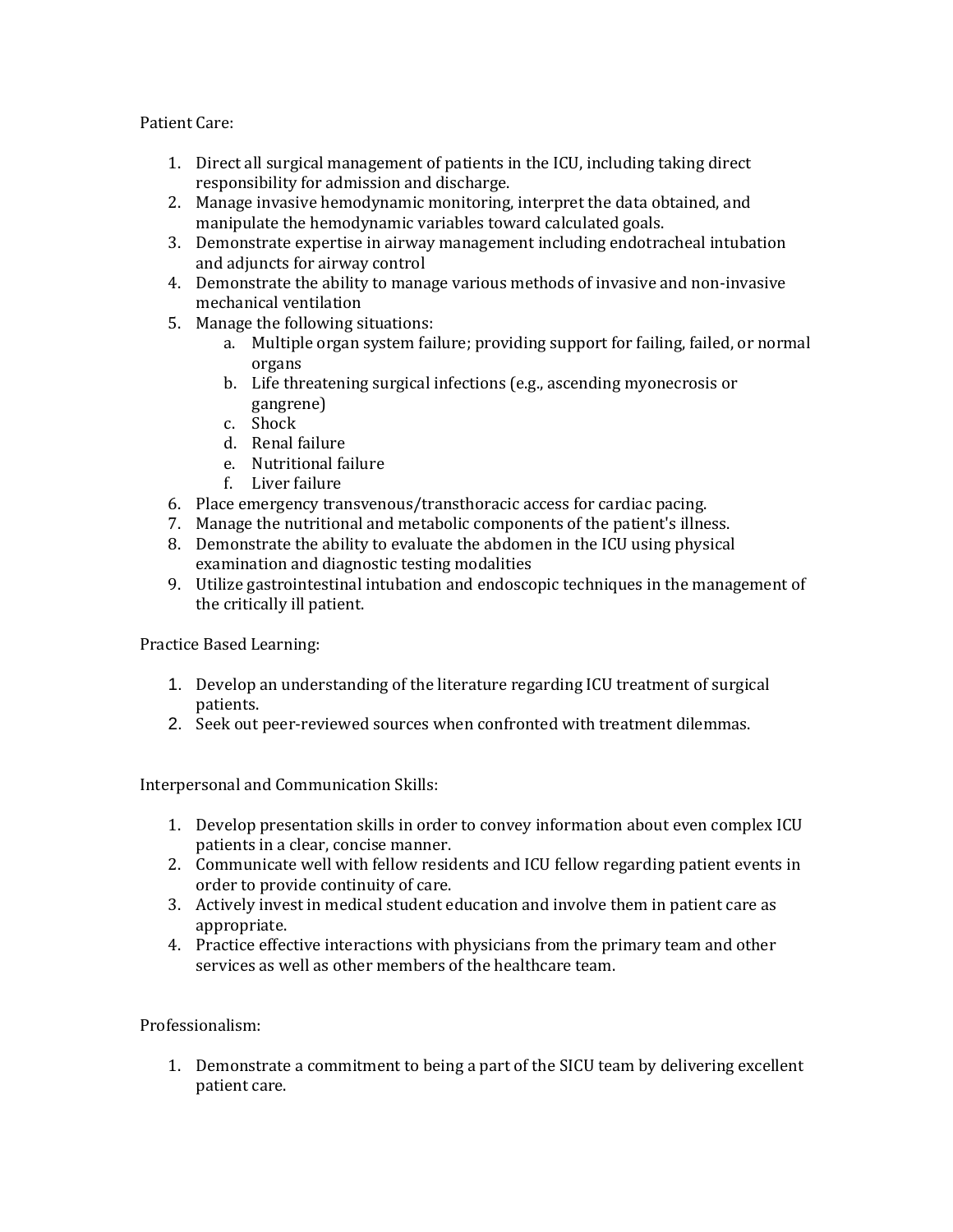Patient Care:

1. Direct all surgical management of patients in the ICU, including taking direct responsibility for admission and discharge.
2. Manage invasive hemodynamic monitoring, interpret the data obtained, and manipulate the hemodynamic variables toward calculated goals.
3. Demonstrate expertise in airway management including endotracheal intubation and adjuncts for airway control
4. Demonstrate the ability to manage various methods of invasive and non-invasive mechanical ventilation
5. Manage the following situations:
   a. Multiple organ system failure; providing support for failing, failed, or normal organs
   b. Life threatening surgical infections (e.g., ascending myonecrosis or gangrene)
   c. Shock
   d. Renal failure
   e. Nutritional failure
   f. Liver failure
6. Place emergency transvenous/transthoracic access for cardiac pacing.
7. Manage the nutritional and metabolic components of the patient's illness.
8. Demonstrate the ability to evaluate the abdomen in the ICU using physical examination and diagnostic testing modalities
9. Utilize gastrointestinal intubation and endoscopic techniques in the management of the critically ill patient.

Practice Based Learning:

1. Develop an understanding of the literature regarding ICU treatment of surgical patients.
2. Seek out peer-reviewed sources when confronted with treatment dilemmas.

Interpersonal and Communication Skills:

1. Develop presentation skills in order to convey information about even complex ICU patients in a clear, concise manner.
2. Communicate well with fellow residents and ICU fellow regarding patient events in order to provide continuity of care.
3. Actively invest in medical student education and involve them in patient care as appropriate.
4. Practice effective interactions with physicians from the primary team and other services as well as other members of the healthcare team.

Professionalism:

1. Demonstrate a commitment to being a part of the SICU team by delivering excellent patient care.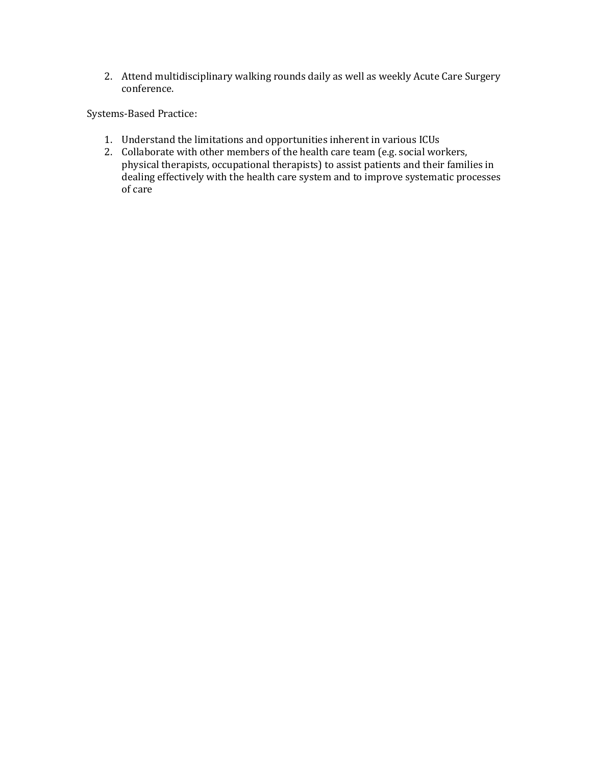2. Attend multidisciplinary walking rounds daily as well as weekly Acute Care Surgery conference.

Systems-Based Practice:

1. Understand the limitations and opportunities inherent in various ICUs
2. Collaborate with other members of the health care team (e.g. social workers, physical therapists, occupational therapists) to assist patients and their families in dealing effectively with the health care system and to improve systematic processes of care